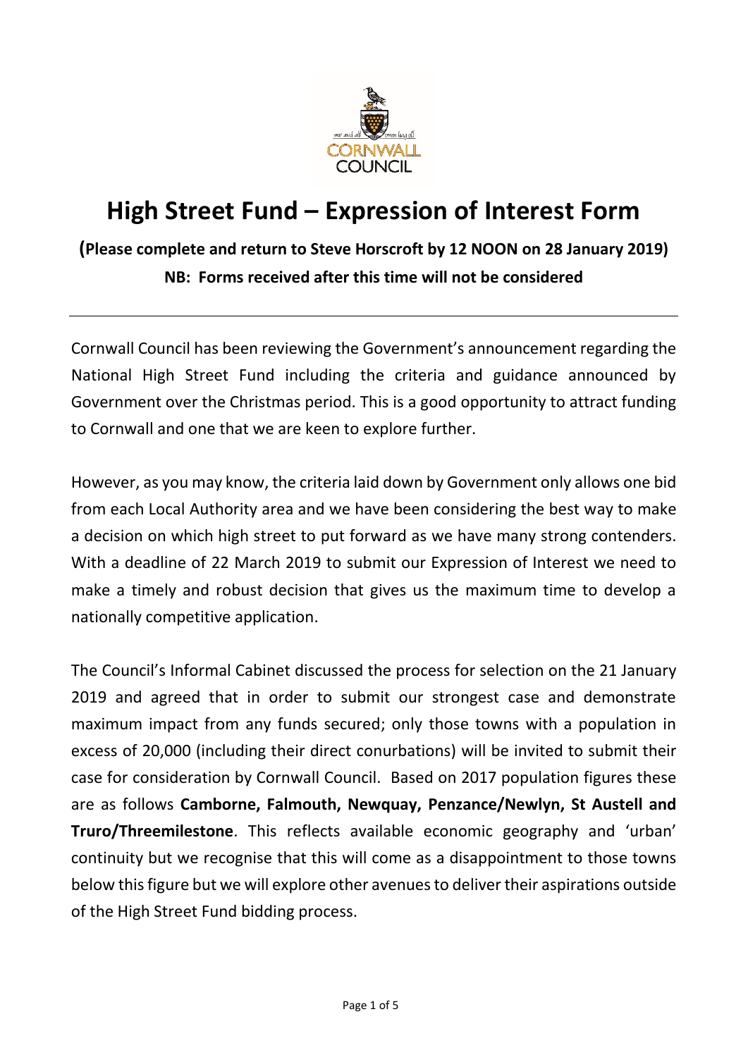# High Street Fund – Expression of Interest Form

**(Please complete and return to Steve Horscroft by 12 NOON on 28 January 2019)**

**NB: Forms received after this time will not be considered**

---

Cornwall Council has been reviewing the Government's announcement regarding the National High Street Fund including the criteria and guidance announced by Government over the Christmas period. This is a good opportunity to attract funding to Cornwall and one that we are keen to explore further.

However, as you may know, the criteria laid down by Government only allows one bid from each Local Authority area and we have been considering the best way to make a decision on which high street to put forward as we have many strong contenders. With a deadline of 22 March 2019 to submit our Expression of Interest we need to make a timely and robust decision that gives us the maximum time to develop a nationally competitive application.

The Council's Informal Cabinet discussed the process for selection on the 21 January 2019 and agreed that in order to submit our strongest case and demonstrate maximum impact from any funds secured; only those towns with a population in excess of 20,000 (including their direct conurbations) will be invited to submit their case for consideration by Cornwall Council. Based on 2017 population figures these are as follows **Camborne, Falmouth, Newquay, Penzance/Newlyn, St Austell and Truro/Threemilestone**. This reflects available economic geography and 'urban' continuity but we recognise that this will come as a disappointment to those towns below this figure but we will explore other avenues to deliver their aspirations outside of the High Street Fund bidding process.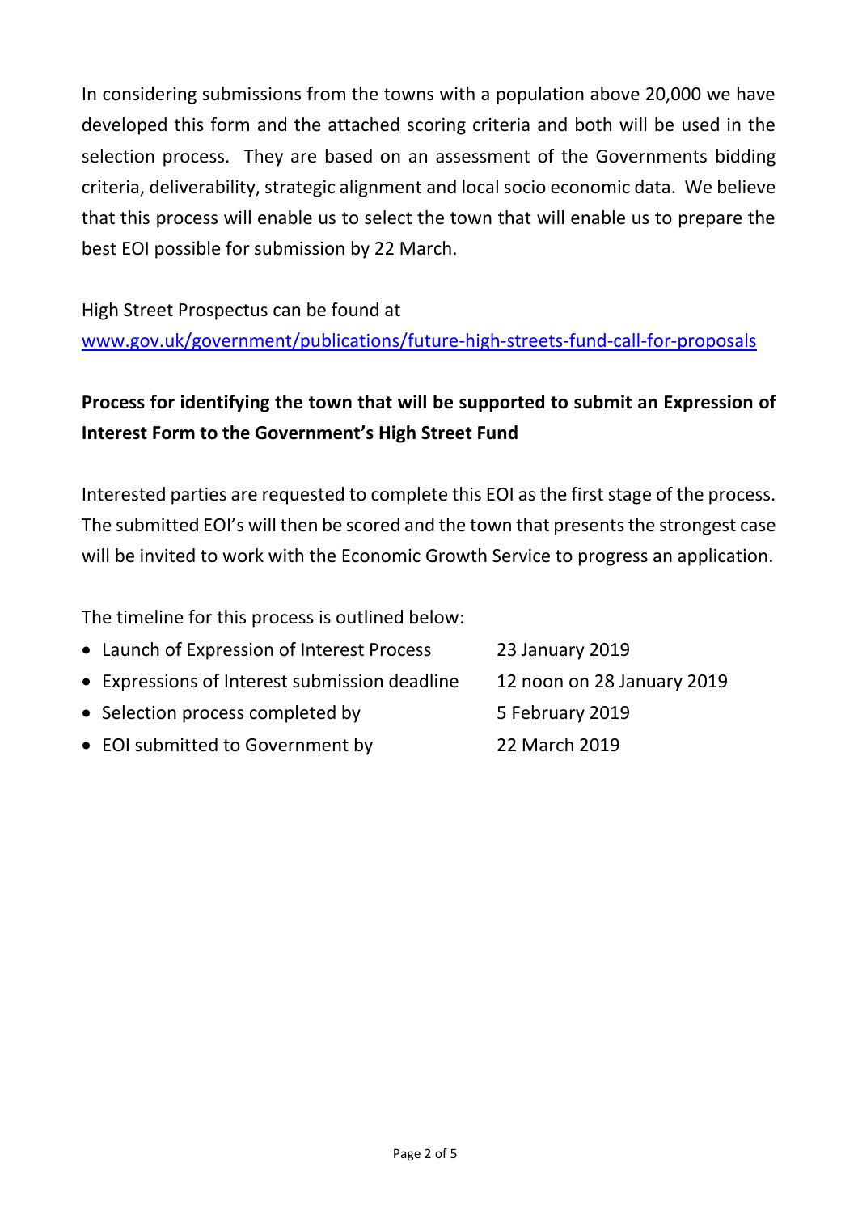In considering submissions from the towns with a population above 20,000 we have developed this form and the attached scoring criteria and both will be used in the selection process. They are based on an assessment of the Governments bidding criteria, deliverability, strategic alignment and local socio economic data. We believe that this process will enable us to select the town that will enable us to prepare the best EOI possible for submission by 22 March.

High Street Prospectus can be found at
[www.gov.uk/government/publications/future-high-streets-fund-call-for-proposals](www.gov.uk/government/publications/future-high-streets-fund-call-for-proposals)

**Process for identifying the town that will be supported to submit an Expression of Interest Form to the Government's High Street Fund**

Interested parties are requested to complete this EOI as the first stage of the process. The submitted EOI's will then be scored and the town that presents the strongest case will be invited to work with the Economic Growth Service to progress an application.

The timeline for this process is outlined below:

- Launch of Expression of Interest Process — 23 January 2019
- Expressions of Interest submission deadline — 12 noon on 28 January 2019
- Selection process completed by — 5 February 2019
- EOI submitted to Government by — 22 March 2019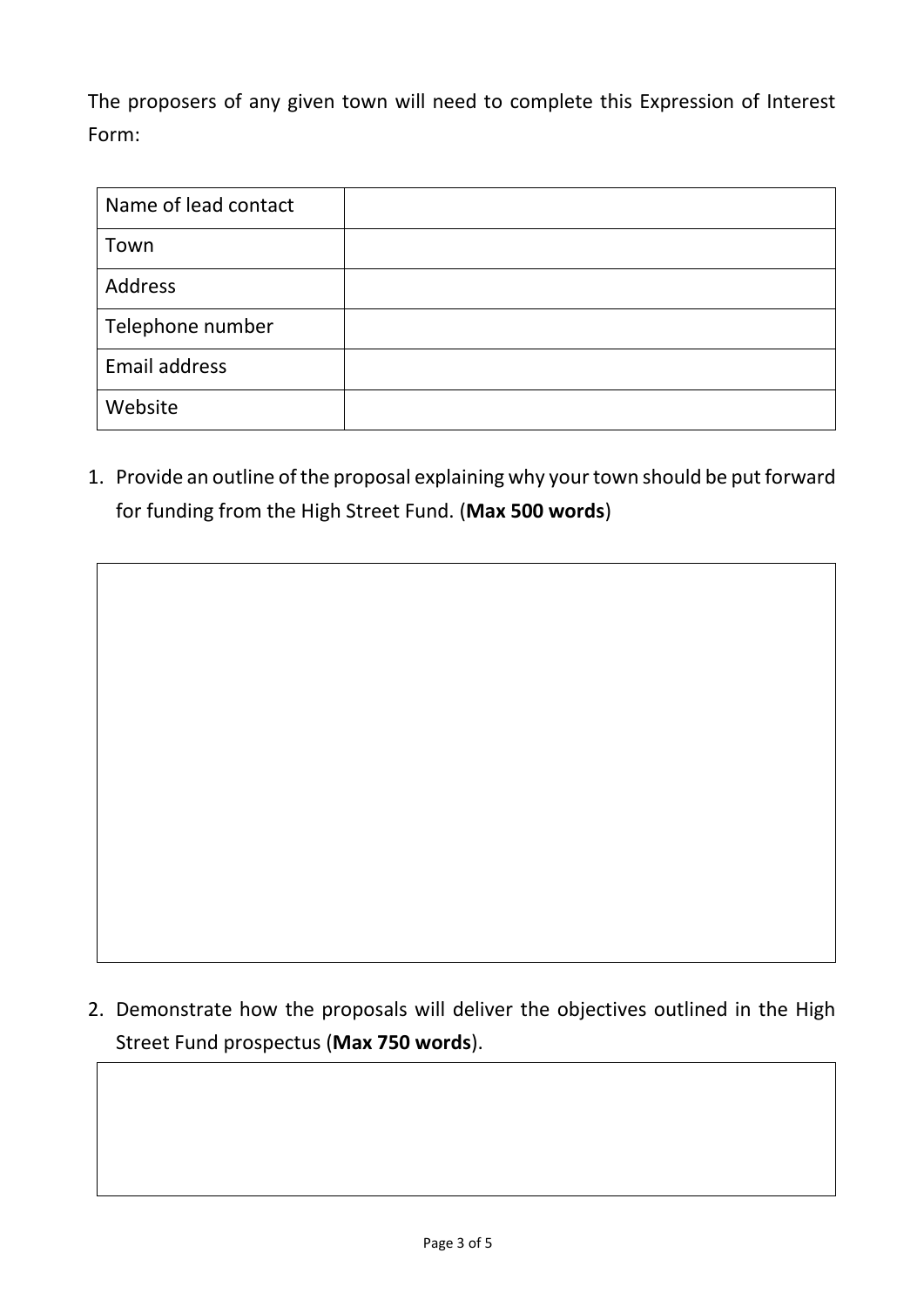The proposers of any given town will need to complete this Expression of Interest Form:

| | |
|---|---|
| Name of lead contact | |
| Town | |
| Address | |
| Telephone number | |
| Email address | |
| Website | |

1. Provide an outline of the proposal explaining why your town should be put forward for funding from the High Street Fund. (**Max 500 words**)

| |
|---|
| |

2. Demonstrate how the proposals will deliver the objectives outlined in the High Street Fund prospectus (**Max 750 words**).

| |
|---|
| |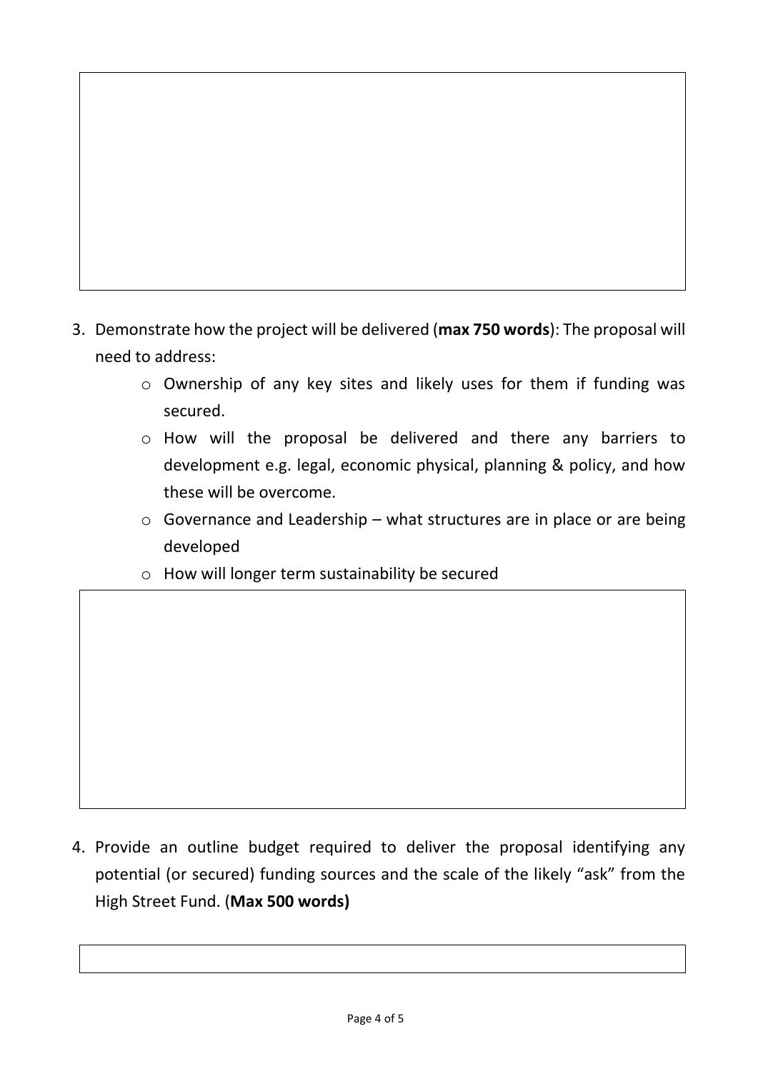3. Demonstrate how the project will be delivered (**max 750 words**): The proposal will need to address:
    - Ownership of any key sites and likely uses for them if funding was secured.
    - How will the proposal be delivered and there any barriers to development e.g. legal, economic physical, planning & policy, and how these will be overcome.
    - Governance and Leadership – what structures are in place or are being developed
    - How will longer term sustainability be secured

4. Provide an outline budget required to deliver the proposal identifying any potential (or secured) funding sources and the scale of the likely "ask" from the High Street Fund. (**Max 500 words)**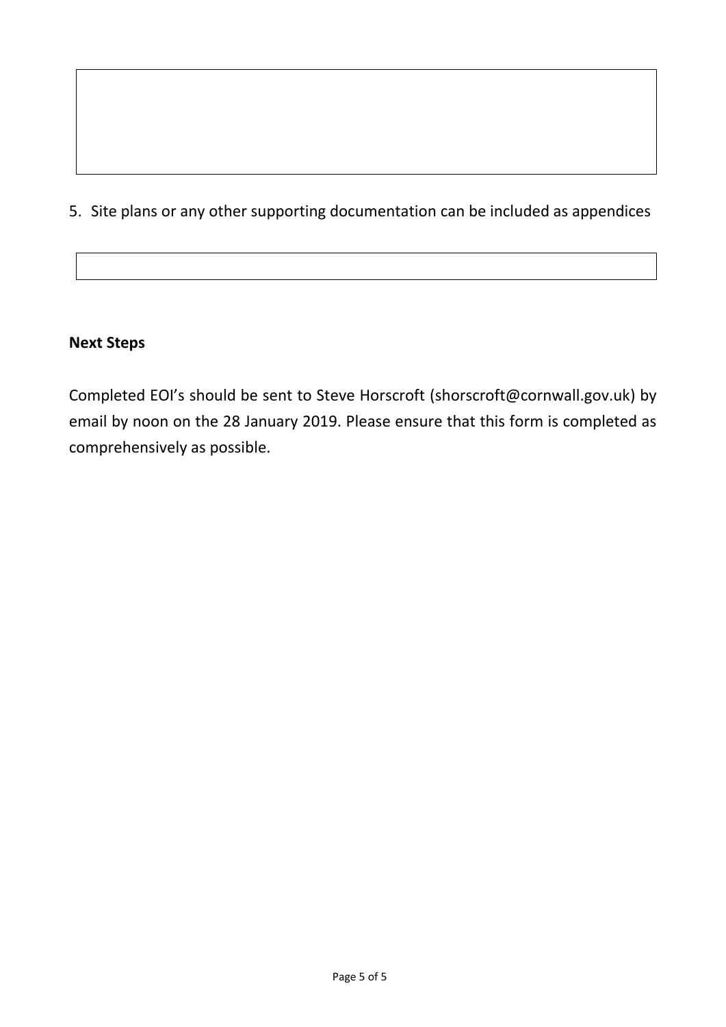5. Site plans or any other supporting documentation can be included as appendices

**Next Steps**

Completed EOI's should be sent to Steve Horscroft (shorscroft@cornwall.gov.uk) by email by noon on the 28 January 2019. Please ensure that this form is completed as comprehensively as possible.